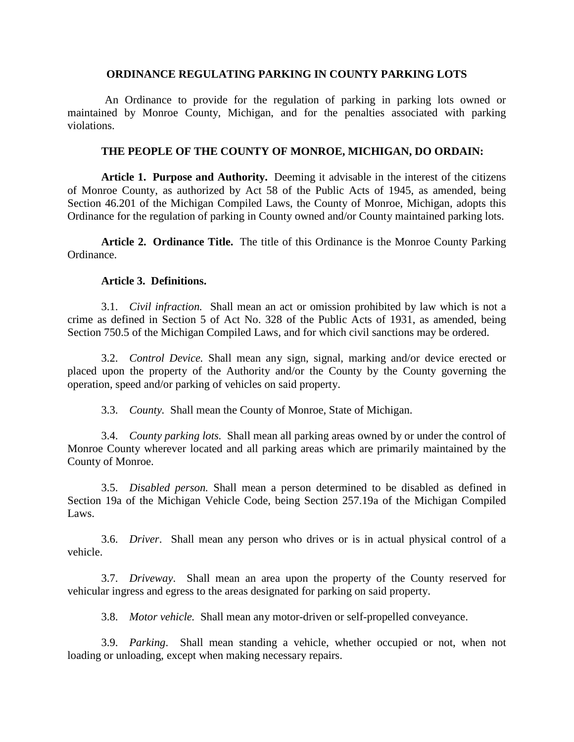# ORDINANCE REGULATING PARKING IN COUNTY PARKING LOTS

An Ordinance to provide for the regulation of parking in parking lots owned or maintained by Monroe County, Michigan, and for the penalties associated with parking violations.

**THE PEOPLE OF THE COUNTY OF MONROE, MICHIGAN, DO ORDAIN:**

**Article 1. Purpose and Authority.** Deeming it advisable in the interest of the citizens of Monroe County, as authorized by Act 58 of the Public Acts of 1945, as amended, being Section 46.201 of the Michigan Compiled Laws, the County of Monroe, Michigan, adopts this Ordinance for the regulation of parking in County owned and/or County maintained parking lots.

**Article 2. Ordinance Title.** The title of this Ordinance is the Monroe County Parking Ordinance.

**Article 3. Definitions.**

3.1. *Civil infraction.* Shall mean an act or omission prohibited by law which is not a crime as defined in Section 5 of Act No. 328 of the Public Acts of 1931, as amended, being Section 750.5 of the Michigan Compiled Laws, and for which civil sanctions may be ordered.

3.2. *Control Device.* Shall mean any sign, signal, marking and/or device erected or placed upon the property of the Authority and/or the County by the County governing the operation, speed and/or parking of vehicles on said property.

3.3. *County.* Shall mean the County of Monroe, State of Michigan.

3.4. *County parking lots.* Shall mean all parking areas owned by or under the control of Monroe County wherever located and all parking areas which are primarily maintained by the County of Monroe.

3.5. *Disabled person.* Shall mean a person determined to be disabled as defined in Section 19a of the Michigan Vehicle Code, being Section 257.19a of the Michigan Compiled Laws.

3.6. *Driver*. Shall mean any person who drives or is in actual physical control of a vehicle.

3.7. *Driveway*. Shall mean an area upon the property of the County reserved for vehicular ingress and egress to the areas designated for parking on said property.

3.8. *Motor vehicle.* Shall mean any motor-driven or self-propelled conveyance.

3.9. *Parking*. Shall mean standing a vehicle, whether occupied or not, when not loading or unloading, except when making necessary repairs.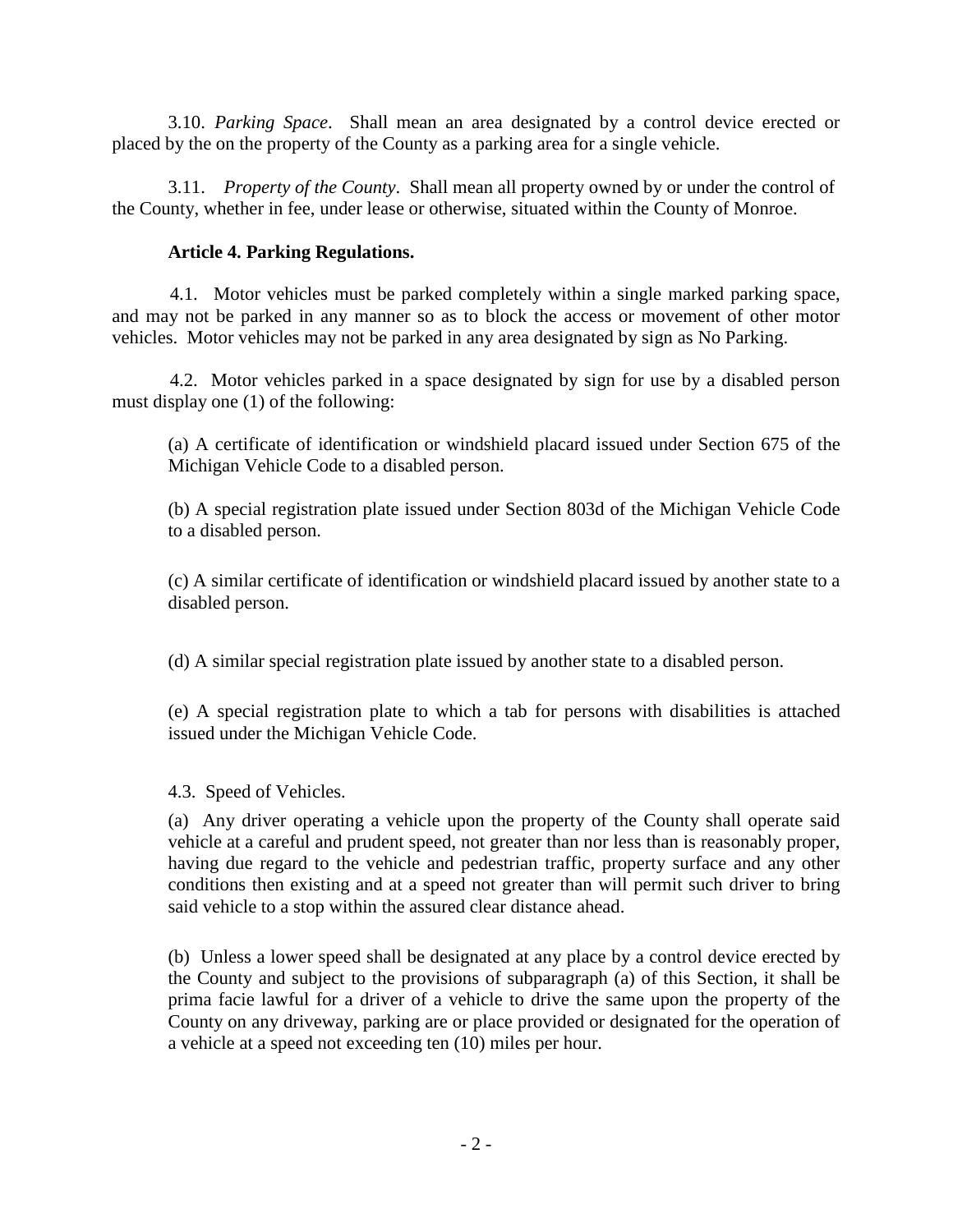3.10. *Parking Space*. Shall mean an area designated by a control device erected or placed by the on the property of the County as a parking area for a single vehicle.

3.11. *Property of the County*. Shall mean all property owned by or under the control of the County, whether in fee, under lease or otherwise, situated within the County of Monroe.

**Article 4. Parking Regulations.**

4.1. Motor vehicles must be parked completely within a single marked parking space, and may not be parked in any manner so as to block the access or movement of other motor vehicles. Motor vehicles may not be parked in any area designated by sign as No Parking.

4.2. Motor vehicles parked in a space designated by sign for use by a disabled person must display one (1) of the following:

(a) A certificate of identification or windshield placard issued under Section 675 of the Michigan Vehicle Code to a disabled person.

(b) A special registration plate issued under Section 803d of the Michigan Vehicle Code to a disabled person.

(c) A similar certificate of identification or windshield placard issued by another state to a disabled person.

(d) A similar special registration plate issued by another state to a disabled person.

(e) A special registration plate to which a tab for persons with disabilities is attached issued under the Michigan Vehicle Code.

4.3. Speed of Vehicles.

(a) Any driver operating a vehicle upon the property of the County shall operate said vehicle at a careful and prudent speed, not greater than nor less than is reasonably proper, having due regard to the vehicle and pedestrian traffic, property surface and any other conditions then existing and at a speed not greater than will permit such driver to bring said vehicle to a stop within the assured clear distance ahead.

(b) Unless a lower speed shall be designated at any place by a control device erected by the County and subject to the provisions of subparagraph (a) of this Section, it shall be prima facie lawful for a driver of a vehicle to drive the same upon the property of the County on any driveway, parking are or place provided or designated for the operation of a vehicle at a speed not exceeding ten (10) miles per hour.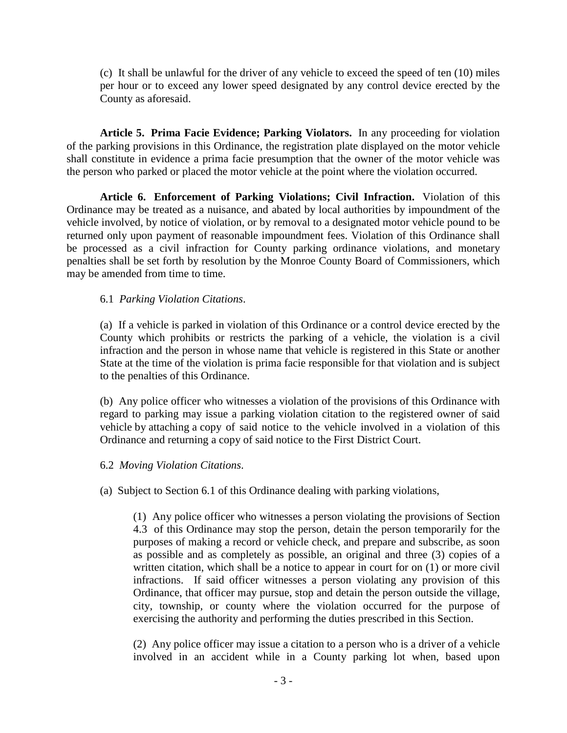(c) It shall be unlawful for the driver of any vehicle to exceed the speed of ten (10) miles per hour or to exceed any lower speed designated by any control device erected by the County as aforesaid.

**Article 5. Prima Facie Evidence; Parking Violators.** In any proceeding for violation of the parking provisions in this Ordinance, the registration plate displayed on the motor vehicle shall constitute in evidence a prima facie presumption that the owner of the motor vehicle was the person who parked or placed the motor vehicle at the point where the violation occurred.

**Article 6. Enforcement of Parking Violations; Civil Infraction.** Violation of this Ordinance may be treated as a nuisance, and abated by local authorities by impoundment of the vehicle involved, by notice of violation, or by removal to a designated motor vehicle pound to be returned only upon payment of reasonable impoundment fees. Violation of this Ordinance shall be processed as a civil infraction for County parking ordinance violations, and monetary penalties shall be set forth by resolution by the Monroe County Board of Commissioners, which may be amended from time to time.

6.1 *Parking Violation Citations*.

(a) If a vehicle is parked in violation of this Ordinance or a control device erected by the County which prohibits or restricts the parking of a vehicle, the violation is a civil infraction and the person in whose name that vehicle is registered in this State or another State at the time of the violation is prima facie responsible for that violation and is subject to the penalties of this Ordinance.

(b) Any police officer who witnesses a violation of the provisions of this Ordinance with regard to parking may issue a parking violation citation to the registered owner of said vehicle by attaching a copy of said notice to the vehicle involved in a violation of this Ordinance and returning a copy of said notice to the First District Court.

6.2 *Moving Violation Citations*.

(a) Subject to Section 6.1 of this Ordinance dealing with parking violations,

(1) Any police officer who witnesses a person violating the provisions of Section 4.3 of this Ordinance may stop the person, detain the person temporarily for the purposes of making a record or vehicle check, and prepare and subscribe, as soon as possible and as completely as possible, an original and three (3) copies of a written citation, which shall be a notice to appear in court for on (1) or more civil infractions. If said officer witnesses a person violating any provision of this Ordinance, that officer may pursue, stop and detain the person outside the village, city, township, or county where the violation occurred for the purpose of exercising the authority and performing the duties prescribed in this Section.

(2) Any police officer may issue a citation to a person who is a driver of a vehicle involved in an accident while in a County parking lot when, based upon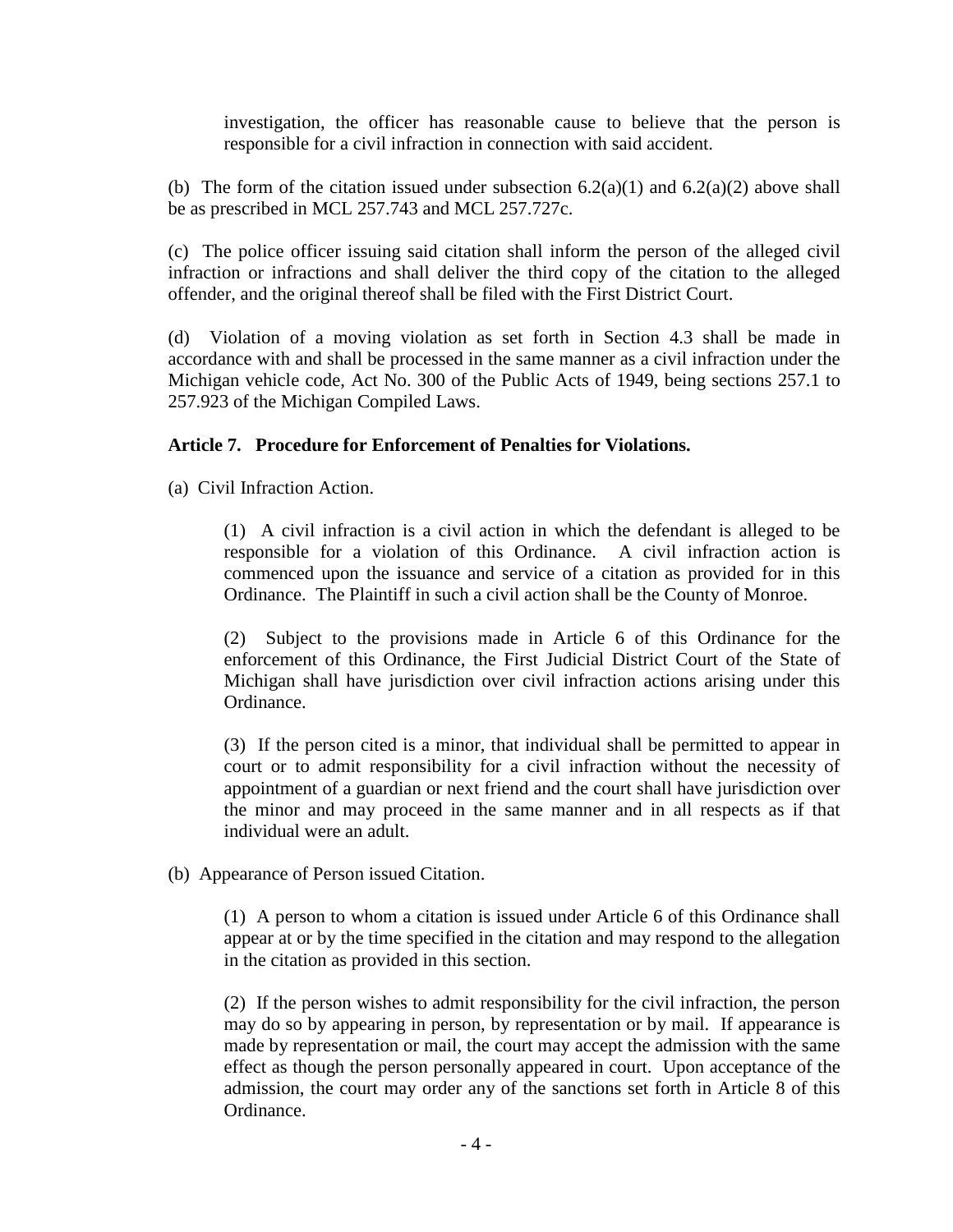investigation, the officer has reasonable cause to believe that the person is responsible for a civil infraction in connection with said accident.

(b) The form of the citation issued under subsection 6.2(a)(1) and 6.2(a)(2) above shall be as prescribed in MCL 257.743 and MCL 257.727c.

(c) The police officer issuing said citation shall inform the person of the alleged civil infraction or infractions and shall deliver the third copy of the citation to the alleged offender, and the original thereof shall be filed with the First District Court.

(d) Violation of a moving violation as set forth in Section 4.3 shall be made in accordance with and shall be processed in the same manner as a civil infraction under the Michigan vehicle code, Act No. 300 of the Public Acts of 1949, being sections 257.1 to 257.923 of the Michigan Compiled Laws.

**Article 7. Procedure for Enforcement of Penalties for Violations.**

(a) Civil Infraction Action.

(1) A civil infraction is a civil action in which the defendant is alleged to be responsible for a violation of this Ordinance. A civil infraction action is commenced upon the issuance and service of a citation as provided for in this Ordinance. The Plaintiff in such a civil action shall be the County of Monroe.

(2) Subject to the provisions made in Article 6 of this Ordinance for the enforcement of this Ordinance, the First Judicial District Court of the State of Michigan shall have jurisdiction over civil infraction actions arising under this Ordinance.

(3) If the person cited is a minor, that individual shall be permitted to appear in court or to admit responsibility for a civil infraction without the necessity of appointment of a guardian or next friend and the court shall have jurisdiction over the minor and may proceed in the same manner and in all respects as if that individual were an adult.

(b) Appearance of Person issued Citation.

(1) A person to whom a citation is issued under Article 6 of this Ordinance shall appear at or by the time specified in the citation and may respond to the allegation in the citation as provided in this section.

(2) If the person wishes to admit responsibility for the civil infraction, the person may do so by appearing in person, by representation or by mail. If appearance is made by representation or mail, the court may accept the admission with the same effect as though the person personally appeared in court. Upon acceptance of the admission, the court may order any of the sanctions set forth in Article 8 of this Ordinance.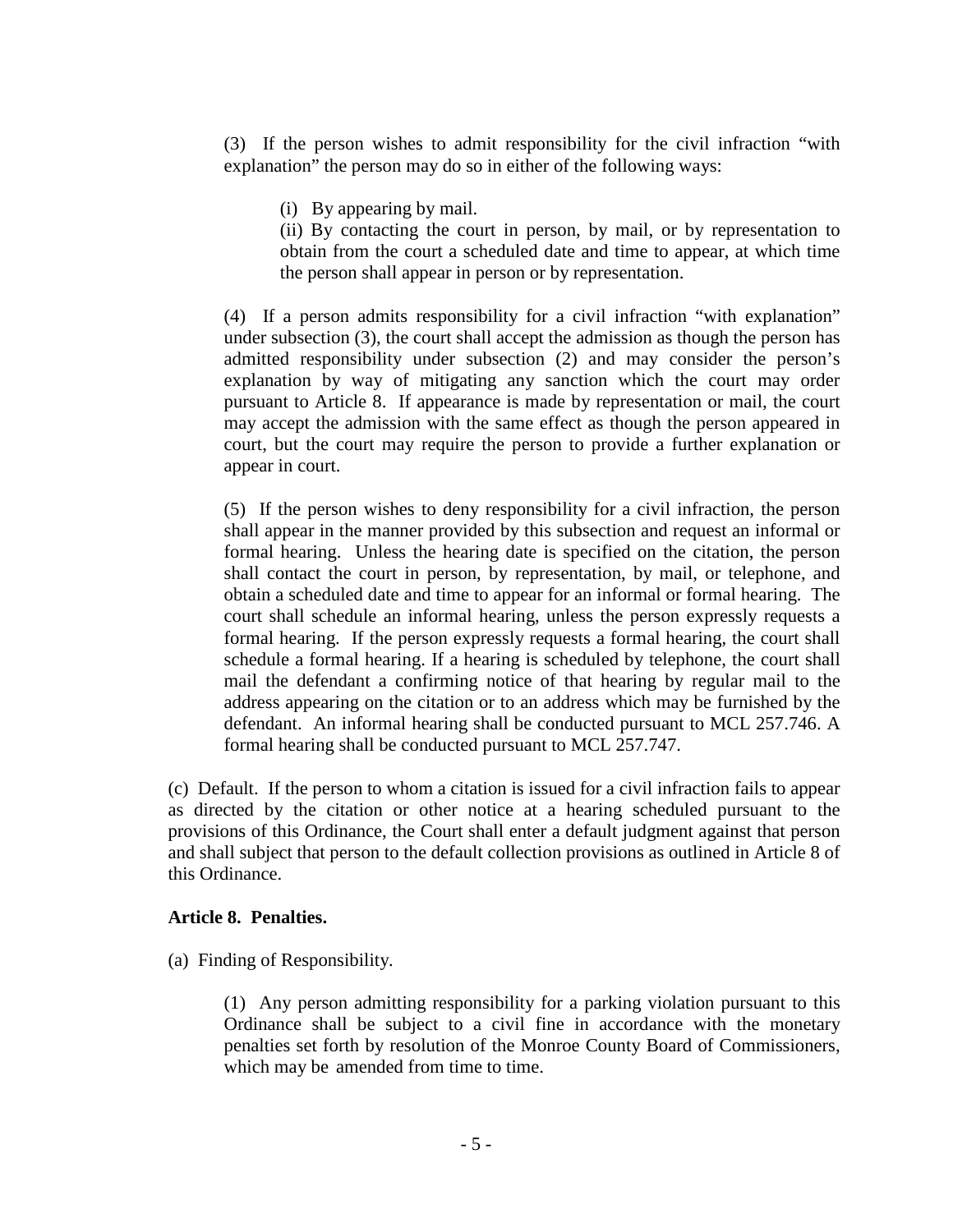(3) If the person wishes to admit responsibility for the civil infraction "with explanation" the person may do so in either of the following ways:

(i) By appearing by mail.

(ii) By contacting the court in person, by mail, or by representation to obtain from the court a scheduled date and time to appear, at which time the person shall appear in person or by representation.

(4) If a person admits responsibility for a civil infraction "with explanation" under subsection (3), the court shall accept the admission as though the person has admitted responsibility under subsection (2) and may consider the person's explanation by way of mitigating any sanction which the court may order pursuant to Article 8. If appearance is made by representation or mail, the court may accept the admission with the same effect as though the person appeared in court, but the court may require the person to provide a further explanation or appear in court.

(5) If the person wishes to deny responsibility for a civil infraction, the person shall appear in the manner provided by this subsection and request an informal or formal hearing. Unless the hearing date is specified on the citation, the person shall contact the court in person, by representation, by mail, or telephone, and obtain a scheduled date and time to appear for an informal or formal hearing. The court shall schedule an informal hearing, unless the person expressly requests a formal hearing. If the person expressly requests a formal hearing, the court shall schedule a formal hearing. If a hearing is scheduled by telephone, the court shall mail the defendant a confirming notice of that hearing by regular mail to the address appearing on the citation or to an address which may be furnished by the defendant. An informal hearing shall be conducted pursuant to MCL 257.746. A formal hearing shall be conducted pursuant to MCL 257.747.

(c) Default. If the person to whom a citation is issued for a civil infraction fails to appear as directed by the citation or other notice at a hearing scheduled pursuant to the provisions of this Ordinance, the Court shall enter a default judgment against that person and shall subject that person to the default collection provisions as outlined in Article 8 of this Ordinance.

**Article 8. Penalties.**

(a) Finding of Responsibility.

(1) Any person admitting responsibility for a parking violation pursuant to this Ordinance shall be subject to a civil fine in accordance with the monetary penalties set forth by resolution of the Monroe County Board of Commissioners, which may be amended from time to time.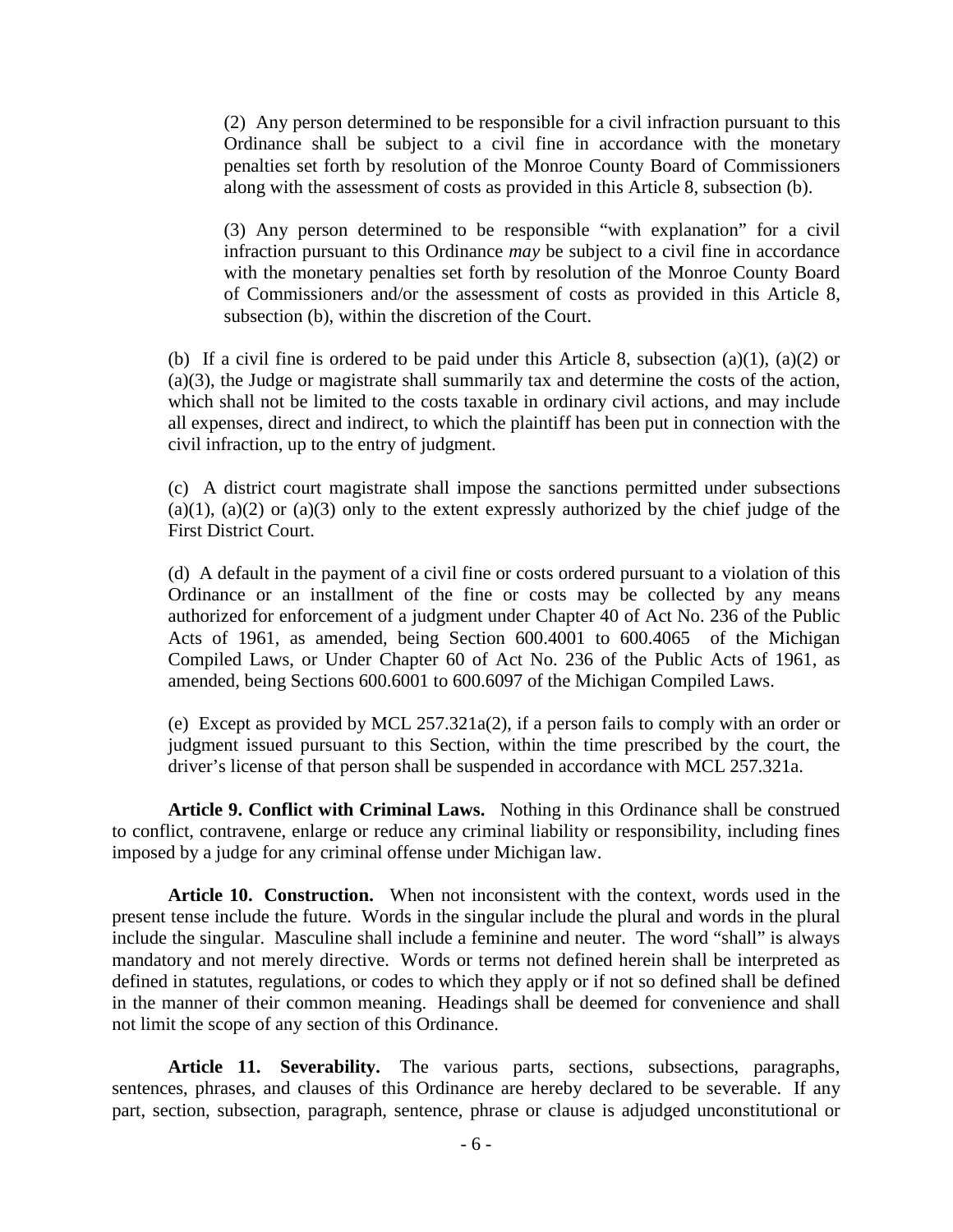(2) Any person determined to be responsible for a civil infraction pursuant to this Ordinance shall be subject to a civil fine in accordance with the monetary penalties set forth by resolution of the Monroe County Board of Commissioners along with the assessment of costs as provided in this Article 8, subsection (b).

(3) Any person determined to be responsible "with explanation" for a civil infraction pursuant to this Ordinance *may* be subject to a civil fine in accordance with the monetary penalties set forth by resolution of the Monroe County Board of Commissioners and/or the assessment of costs as provided in this Article 8, subsection (b), within the discretion of the Court.

(b) If a civil fine is ordered to be paid under this Article 8, subsection (a)(1), (a)(2) or (a)(3), the Judge or magistrate shall summarily tax and determine the costs of the action, which shall not be limited to the costs taxable in ordinary civil actions, and may include all expenses, direct and indirect, to which the plaintiff has been put in connection with the civil infraction, up to the entry of judgment.

(c) A district court magistrate shall impose the sanctions permitted under subsections (a)(1), (a)(2) or (a)(3) only to the extent expressly authorized by the chief judge of the First District Court.

(d) A default in the payment of a civil fine or costs ordered pursuant to a violation of this Ordinance or an installment of the fine or costs may be collected by any means authorized for enforcement of a judgment under Chapter 40 of Act No. 236 of the Public Acts of 1961, as amended, being Section 600.4001 to 600.4065 of the Michigan Compiled Laws, or Under Chapter 60 of Act No. 236 of the Public Acts of 1961, as amended, being Sections 600.6001 to 600.6097 of the Michigan Compiled Laws.

(e) Except as provided by MCL 257.321a(2), if a person fails to comply with an order or judgment issued pursuant to this Section, within the time prescribed by the court, the driver's license of that person shall be suspended in accordance with MCL 257.321a.

**Article 9. Conflict with Criminal Laws.** Nothing in this Ordinance shall be construed to conflict, contravene, enlarge or reduce any criminal liability or responsibility, including fines imposed by a judge for any criminal offense under Michigan law.

**Article 10. Construction.** When not inconsistent with the context, words used in the present tense include the future. Words in the singular include the plural and words in the plural include the singular. Masculine shall include a feminine and neuter. The word "shall" is always mandatory and not merely directive. Words or terms not defined herein shall be interpreted as defined in statutes, regulations, or codes to which they apply or if not so defined shall be defined in the manner of their common meaning. Headings shall be deemed for convenience and shall not limit the scope of any section of this Ordinance.

**Article 11. Severability.** The various parts, sections, subsections, paragraphs, sentences, phrases, and clauses of this Ordinance are hereby declared to be severable. If any part, section, subsection, paragraph, sentence, phrase or clause is adjudged unconstitutional or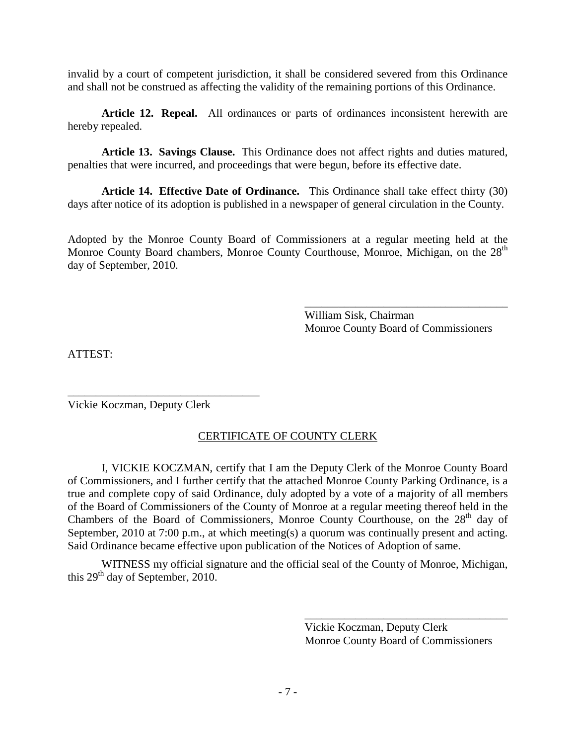invalid by a court of competent jurisdiction, it shall be considered severed from this Ordinance and shall not be construed as affecting the validity of the remaining portions of this Ordinance.

**Article 12. Repeal.** All ordinances or parts of ordinances inconsistent herewith are hereby repealed.

**Article 13. Savings Clause.** This Ordinance does not affect rights and duties matured, penalties that were incurred, and proceedings that were begun, before its effective date.

**Article 14. Effective Date of Ordinance.** This Ordinance shall take effect thirty (30) days after notice of its adoption is published in a newspaper of general circulation in the County.

Adopted by the Monroe County Board of Commissioners at a regular meeting held at the Monroe County Board chambers, Monroe County Courthouse, Monroe, Michigan, on the 28th day of September, 2010.

\_\_\_\_\_\_\_\_\_\_\_\_\_\_\_\_\_\_\_\_\_\_\_\_\_\_\_\_\_\_\_\_\_\_\_\_
William Sisk, Chairman
Monroe County Board of Commissioners

ATTEST:

\_\_\_\_\_\_\_\_\_\_\_\_\_\_\_\_\_\_\_\_\_\_\_\_\_\_\_\_\_\_\_\_\_\_\_\_
Vickie Koczman, Deputy Clerk

## CERTIFICATE OF COUNTY CLERK

I, VICKIE KOCZMAN, certify that I am the Deputy Clerk of the Monroe County Board of Commissioners, and I further certify that the attached Monroe County Parking Ordinance, is a true and complete copy of said Ordinance, duly adopted by a vote of a majority of all members of the Board of Commissioners of the County of Monroe at a regular meeting thereof held in the Chambers of the Board of Commissioners, Monroe County Courthouse, on the 28th day of September, 2010 at 7:00 p.m., at which meeting(s) a quorum was continually present and acting. Said Ordinance became effective upon publication of the Notices of Adoption of same.

WITNESS my official signature and the official seal of the County of Monroe, Michigan, this 29th day of September, 2010.

\_\_\_\_\_\_\_\_\_\_\_\_\_\_\_\_\_\_\_\_\_\_\_\_\_\_\_\_\_\_\_\_\_\_\_\_
Vickie Koczman, Deputy Clerk
Monroe County Board of Commissioners